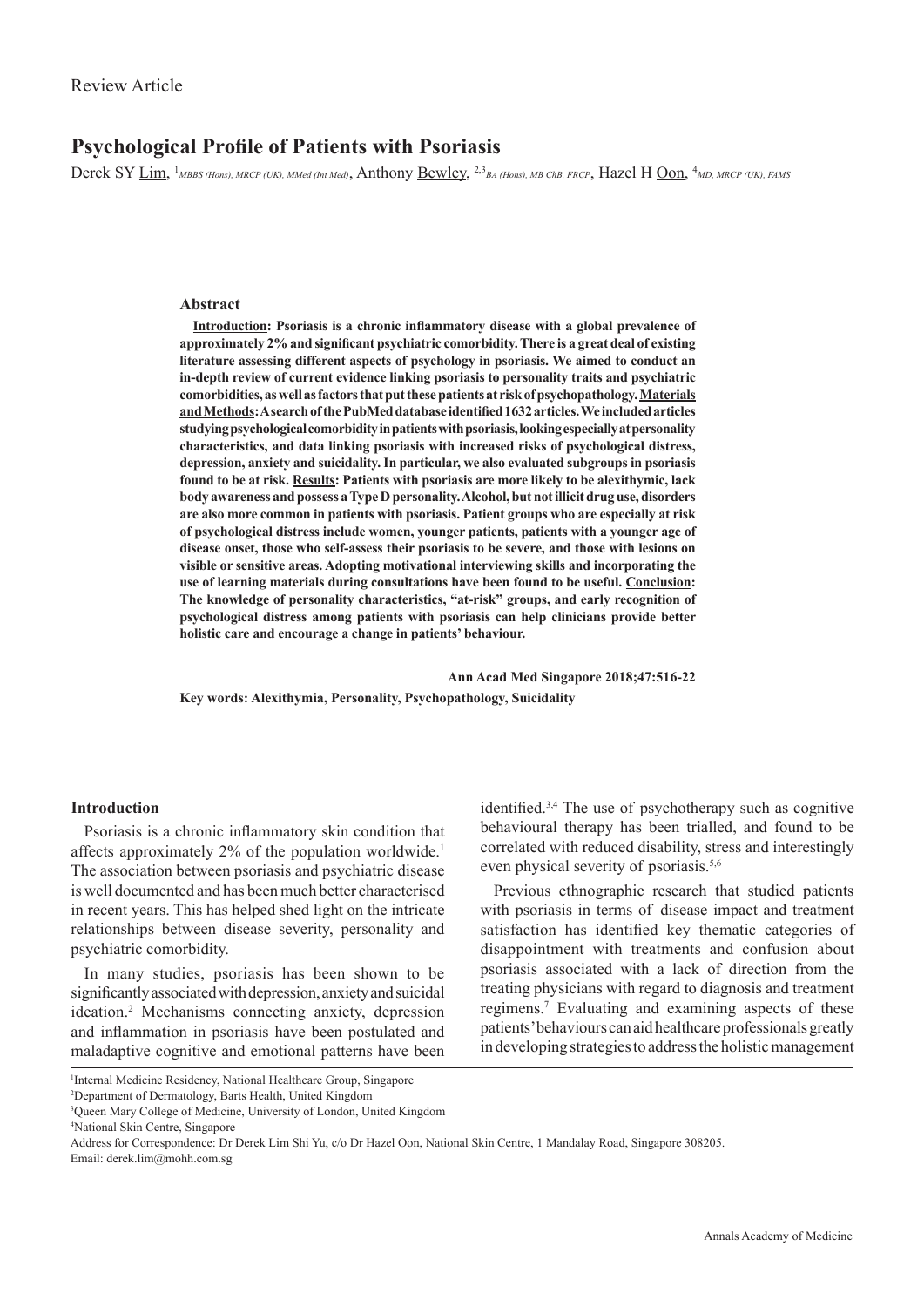Review Article

# Psychological Profile of Patients with Psoriasis

Derek SY Lim, [1] *MBBS (Hons), MRCP (UK), MMed (Int Med)*, Anthony Bewley, [2,3] *BA (Hons), MB ChB, FRCP*, Hazel H Oon, [4] *MD, MRCP (UK), FAMS*

### Abstract

**Introduction: Psoriasis is a chronic inflammatory disease with a global prevalence of approximately 2% and significant psychiatric comorbidity. There is a great deal of existing literature assessing different aspects of psychology in psoriasis. We aimed to conduct an in-depth review of current evidence linking psoriasis to personality traits and psychiatric comorbidities, as well as factors that put these patients at risk of psychopathology. Materials and Methods: A search of the PubMed database identified 1632 articles. We included articles studying psychological comorbidity in patients with psoriasis, looking especially at personality characteristics, and data linking psoriasis with increased risks of psychological distress, depression, anxiety and suicidality. In particular, we also evaluated subgroups in psoriasis found to be at risk. Results: Patients with psoriasis are more likely to be alexithymic, lack body awareness and possess a Type D personality. Alcohol, but not illicit drug use, disorders are also more common in patients with psoriasis. Patient groups who are especially at risk of psychological distress include women, younger patients, patients with a younger age of disease onset, those who self-assess their psoriasis to be severe, and those with lesions on visible or sensitive areas. Adopting motivational interviewing skills and incorporating the use of learning materials during consultations have been found to be useful. Conclusion: The knowledge of personality characteristics, "at-risk" groups, and early recognition of psychological distress among patients with psoriasis can help clinicians provide better holistic care and encourage a change in patients' behaviour.**

**Ann Acad Med Singapore 2018;47:516-22**

**Key words: Alexithymia, Personality, Psychopathology, Suicidality**

## Introduction

Psoriasis is a chronic inflammatory skin condition that affects approximately 2% of the population worldwide.[1] The association between psoriasis and psychiatric disease is well documented and has been much better characterised in recent years. This has helped shed light on the intricate relationships between disease severity, personality and psychiatric comorbidity.

In many studies, psoriasis has been shown to be significantly associated with depression, anxiety and suicidal ideation.[2] Mechanisms connecting anxiety, depression and inflammation in psoriasis have been postulated and maladaptive cognitive and emotional patterns have been identified.[3,4] The use of psychotherapy such as cognitive behavioural therapy has been trialled, and found to be correlated with reduced disability, stress and interestingly even physical severity of psoriasis.[5,6]

Previous ethnographic research that studied patients with psoriasis in terms of disease impact and treatment satisfaction has identified key thematic categories of disappointment with treatments and confusion about psoriasis associated with a lack of direction from the treating physicians with regard to diagnosis and treatment regimens.[7] Evaluating and examining aspects of these patients' behaviours can aid healthcare professionals greatly in developing strategies to address the holistic management

[1] Internal Medicine Residency, National Healthcare Group, Singapore
[2] Department of Dermatology, Barts Health, United Kingdom
[3] Queen Mary College of Medicine, University of London, United Kingdom
[4] National Skin Centre, Singapore

Address for Correspondence: Dr Derek Lim Shi Yu, c/o Dr Hazel Oon, National Skin Centre, 1 Mandalay Road, Singapore 308205.
Email: derek.lim@mohh.com.sg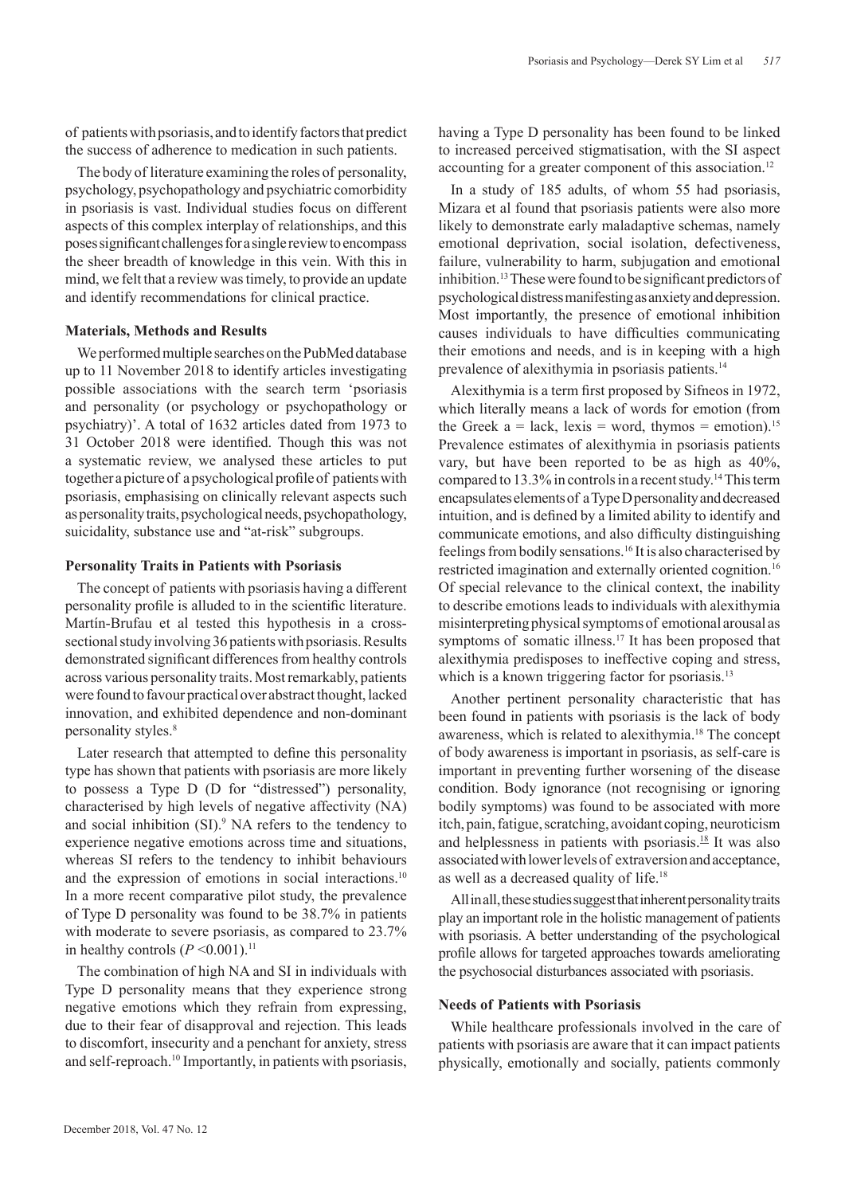of patients with psoriasis, and to identify factors that predict the success of adherence to medication in such patients.

The body of literature examining the roles of personality, psychology, psychopathology and psychiatric comorbidity in psoriasis is vast. Individual studies focus on different aspects of this complex interplay of relationships, and this poses significant challenges for a single review to encompass the sheer breadth of knowledge in this vein. With this in mind, we felt that a review was timely, to provide an update and identify recommendations for clinical practice.

### Materials, Methods and Results

We performed multiple searches on the PubMed database up to 11 November 2018 to identify articles investigating possible associations with the search term 'psoriasis and personality (or psychology or psychopathology or psychiatry)'. A total of 1632 articles dated from 1973 to 31 October 2018 were identified. Though this was not a systematic review, we analysed these articles to put together a picture of a psychological profile of patients with psoriasis, emphasising on clinically relevant aspects such as personality traits, psychological needs, psychopathology, suicidality, substance use and "at-risk" subgroups.

### Personality Traits in Patients with Psoriasis

The concept of patients with psoriasis having a different personality profile is alluded to in the scientific literature. Martín-Brufau et al tested this hypothesis in a cross-sectional study involving 36 patients with psoriasis. Results demonstrated significant differences from healthy controls across various personality traits. Most remarkably, patients were found to favour practical over abstract thought, lacked innovation, and exhibited dependence and non-dominant personality styles.[8]

Later research that attempted to define this personality type has shown that patients with psoriasis are more likely to possess a Type D (D for "distressed") personality, characterised by high levels of negative affectivity (NA) and social inhibition (SI).[9] NA refers to the tendency to experience negative emotions across time and situations, whereas SI refers to the tendency to inhibit behaviours and the expression of emotions in social interactions.[10] In a more recent comparative pilot study, the prevalence of Type D personality was found to be 38.7% in patients with moderate to severe psoriasis, as compared to 23.7% in healthy controls ($P$ <0.001).[11]

The combination of high NA and SI in individuals with Type D personality means that they experience strong negative emotions which they refrain from expressing, due to their fear of disapproval and rejection. This leads to discomfort, insecurity and a penchant for anxiety, stress and self-reproach.[10] Importantly, in patients with psoriasis, having a Type D personality has been found to be linked to increased perceived stigmatisation, with the SI aspect accounting for a greater component of this association.[12]

In a study of 185 adults, of whom 55 had psoriasis, Mizara et al found that psoriasis patients were also more likely to demonstrate early maladaptive schemas, namely emotional deprivation, social isolation, defectiveness, failure, vulnerability to harm, subjugation and emotional inhibition.[13] These were found to be significant predictors of psychological distress manifesting as anxiety and depression. Most importantly, the presence of emotional inhibition causes individuals to have difficulties communicating their emotions and needs, and is in keeping with a high prevalence of alexithymia in psoriasis patients.[14]

Alexithymia is a term first proposed by Sifneos in 1972, which literally means a lack of words for emotion (from the Greek a = lack, lexis = word, thymos = emotion).[15] Prevalence estimates of alexithymia in psoriasis patients vary, but have been reported to be as high as 40%, compared to 13.3% in controls in a recent study.[14] This term encapsulates elements of a Type D personality and decreased intuition, and is defined by a limited ability to identify and communicate emotions, and also difficulty distinguishing feelings from bodily sensations.[16] It is also characterised by restricted imagination and externally oriented cognition.[16] Of special relevance to the clinical context, the inability to describe emotions leads to individuals with alexithymia misinterpreting physical symptoms of emotional arousal as symptoms of somatic illness.[17] It has been proposed that alexithymia predisposes to ineffective coping and stress, which is a known triggering factor for psoriasis.[13]

Another pertinent personality characteristic that has been found in patients with psoriasis is the lack of body awareness, which is related to alexithymia.[18] The concept of body awareness is important in psoriasis, as self-care is important in preventing further worsening of the disease condition. Body ignorance (not recognising or ignoring bodily symptoms) was found to be associated with more itch, pain, fatigue, scratching, avoidant coping, neuroticism and helplessness in patients with psoriasis.[18] It was also associated with lower levels of extraversion and acceptance, as well as a decreased quality of life.[18]

All in all, these studies suggest that inherent personality traits play an important role in the holistic management of patients with psoriasis. A better understanding of the psychological profile allows for targeted approaches towards ameliorating the psychosocial disturbances associated with psoriasis.

### Needs of Patients with Psoriasis

While healthcare professionals involved in the care of patients with psoriasis are aware that it can impact patients physically, emotionally and socially, patients commonly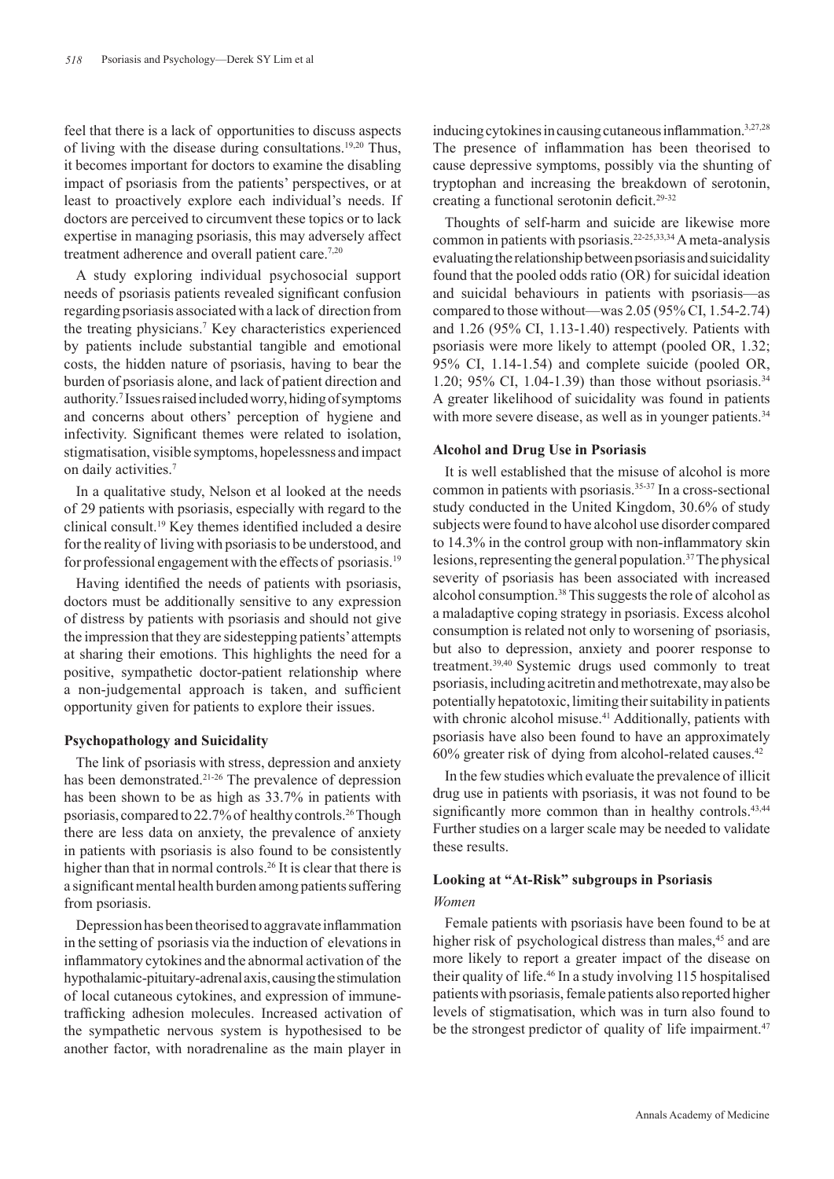feel that there is a lack of opportunities to discuss aspects of living with the disease during consultations.[19,20] Thus, it becomes important for doctors to examine the disabling impact of psoriasis from the patients' perspectives, or at least to proactively explore each individual's needs. If doctors are perceived to circumvent these topics or to lack expertise in managing psoriasis, this may adversely affect treatment adherence and overall patient care.[7,20]

A study exploring individual psychosocial support needs of psoriasis patients revealed significant confusion regarding psoriasis associated with a lack of direction from the treating physicians.[7] Key characteristics experienced by patients include substantial tangible and emotional costs, the hidden nature of psoriasis, having to bear the burden of psoriasis alone, and lack of patient direction and authority.[7] Issues raised included worry, hiding of symptoms and concerns about others' perception of hygiene and infectivity. Significant themes were related to isolation, stigmatisation, visible symptoms, hopelessness and impact on daily activities.[7]

In a qualitative study, Nelson et al looked at the needs of 29 patients with psoriasis, especially with regard to the clinical consult.[19] Key themes identified included a desire for the reality of living with psoriasis to be understood, and for professional engagement with the effects of psoriasis.[19]

Having identified the needs of patients with psoriasis, doctors must be additionally sensitive to any expression of distress by patients with psoriasis and should not give the impression that they are sidestepping patients' attempts at sharing their emotions. This highlights the need for a positive, sympathetic doctor-patient relationship where a non-judgemental approach is taken, and sufficient opportunity given for patients to explore their issues.

### Psychopathology and Suicidality

The link of psoriasis with stress, depression and anxiety has been demonstrated.[21-26] The prevalence of depression has been shown to be as high as 33.7% in patients with psoriasis, compared to 22.7% of healthy controls.[26] Though there are less data on anxiety, the prevalence of anxiety in patients with psoriasis is also found to be consistently higher than that in normal controls.[26] It is clear that there is a significant mental health burden among patients suffering from psoriasis.

Depression has been theorised to aggravate inflammation in the setting of psoriasis via the induction of elevations in inflammatory cytokines and the abnormal activation of the hypothalamic-pituitary-adrenal axis, causing the stimulation of local cutaneous cytokines, and expression of immune-trafficking adhesion molecules. Increased activation of the sympathetic nervous system is hypothesised to be another factor, with noradrenaline as the main player in inducing cytokines in causing cutaneous inflammation.[3,27,28] The presence of inflammation has been theorised to cause depressive symptoms, possibly via the shunting of tryptophan and increasing the breakdown of serotonin, creating a functional serotonin deficit.[29-32]

Thoughts of self-harm and suicide are likewise more common in patients with psoriasis.[22-25,33,34] A meta-analysis evaluating the relationship between psoriasis and suicidality found that the pooled odds ratio (OR) for suicidal ideation and suicidal behaviours in patients with psoriasis—as compared to those without—was 2.05 (95% CI, 1.54-2.74) and 1.26 (95% CI, 1.13-1.40) respectively. Patients with psoriasis were more likely to attempt (pooled OR, 1.32; 95% CI, 1.14-1.54) and complete suicide (pooled OR, 1.20; 95% CI, 1.04-1.39) than those without psoriasis.[34] A greater likelihood of suicidality was found in patients with more severe disease, as well as in younger patients.[34]

### Alcohol and Drug Use in Psoriasis

It is well established that the misuse of alcohol is more common in patients with psoriasis.[35-37] In a cross-sectional study conducted in the United Kingdom, 30.6% of study subjects were found to have alcohol use disorder compared to 14.3% in the control group with non-inflammatory skin lesions, representing the general population.[37] The physical severity of psoriasis has been associated with increased alcohol consumption.[38] This suggests the role of alcohol as a maladaptive coping strategy in psoriasis. Excess alcohol consumption is related not only to worsening of psoriasis, but also to depression, anxiety and poorer response to treatment.[39,40] Systemic drugs used commonly to treat psoriasis, including acitretin and methotrexate, may also be potentially hepatotoxic, limiting their suitability in patients with chronic alcohol misuse.[41] Additionally, patients with psoriasis have also been found to have an approximately 60% greater risk of dying from alcohol-related causes.[42]

In the few studies which evaluate the prevalence of illicit drug use in patients with psoriasis, it was not found to be significantly more common than in healthy controls.[43,44] Further studies on a larger scale may be needed to validate these results.

### Looking at "At-Risk" subgroups in Psoriasis

#### *Women*

Female patients with psoriasis have been found to be at higher risk of psychological distress than males,[45] and are more likely to report a greater impact of the disease on their quality of life.[46] In a study involving 115 hospitalised patients with psoriasis, female patients also reported higher levels of stigmatisation, which was in turn also found to be the strongest predictor of quality of life impairment.[47]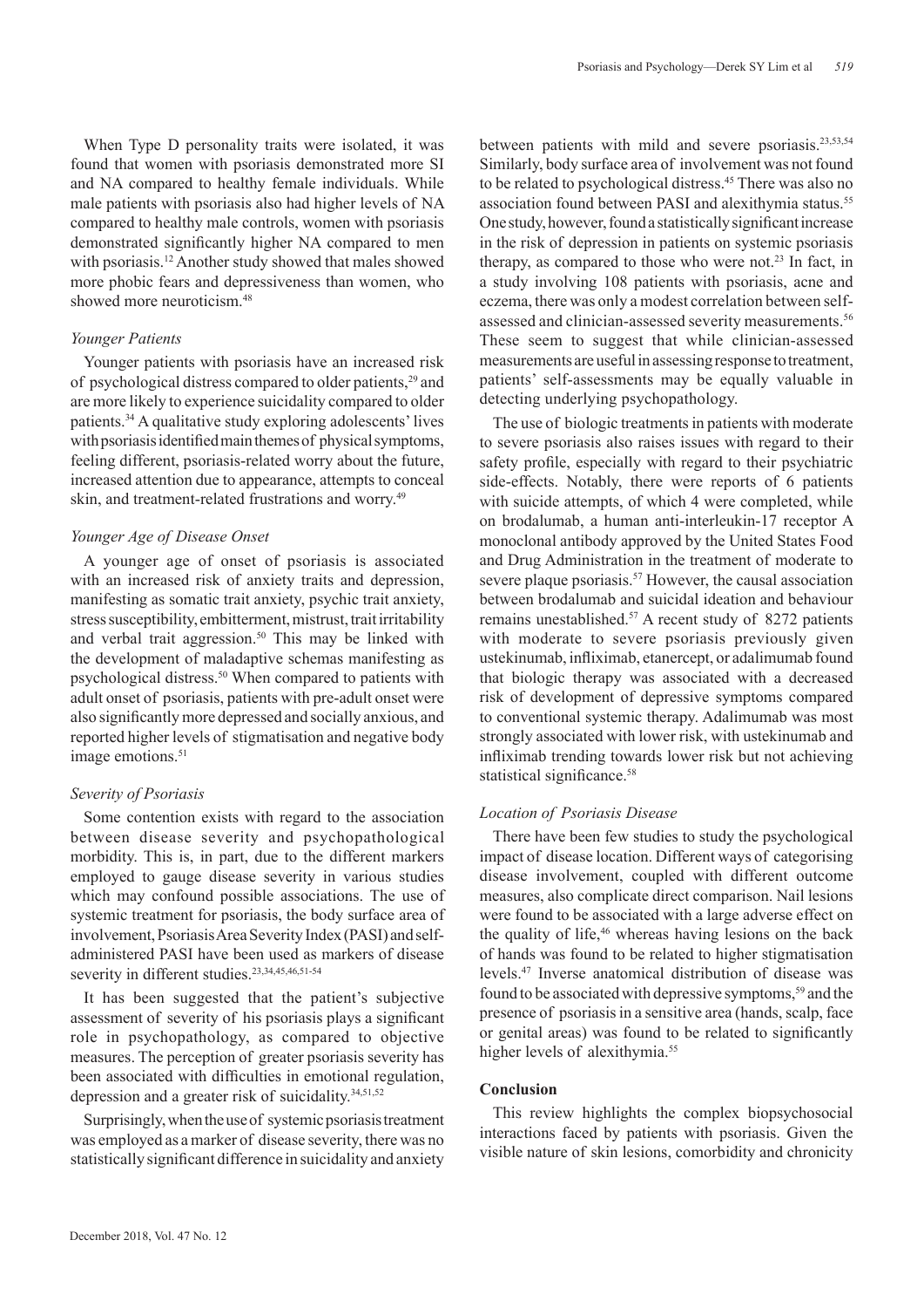When Type D personality traits were isolated, it was found that women with psoriasis demonstrated more SI and NA compared to healthy female individuals. While male patients with psoriasis also had higher levels of NA compared to healthy male controls, women with psoriasis demonstrated significantly higher NA compared to men with psoriasis.[12] Another study showed that males showed more phobic fears and depressiveness than women, who showed more neuroticism.[48]

### *Younger Patients*

Younger patients with psoriasis have an increased risk of psychological distress compared to older patients,[29] and are more likely to experience suicidality compared to older patients.[34] A qualitative study exploring adolescents' lives with psoriasis identified main themes of physical symptoms, feeling different, psoriasis-related worry about the future, increased attention due to appearance, attempts to conceal skin, and treatment-related frustrations and worry.[49]

### *Younger Age of Disease Onset*

A younger age of onset of psoriasis is associated with an increased risk of anxiety traits and depression, manifesting as somatic trait anxiety, psychic trait anxiety, stress susceptibility, embitterment, mistrust, trait irritability and verbal trait aggression.[50] This may be linked with the development of maladaptive schemas manifesting as psychological distress.[50] When compared to patients with adult onset of psoriasis, patients with pre-adult onset were also significantly more depressed and socially anxious, and reported higher levels of stigmatisation and negative body image emotions.[51]

### *Severity of Psoriasis*

Some contention exists with regard to the association between disease severity and psychopathological morbidity. This is, in part, due to the different markers employed to gauge disease severity in various studies which may confound possible associations. The use of systemic treatment for psoriasis, the body surface area of involvement, Psoriasis Area Severity Index (PASI) and self-administered PASI have been used as markers of disease severity in different studies.[23,34,45,46,51-54]

It has been suggested that the patient's subjective assessment of severity of his psoriasis plays a significant role in psychopathology, as compared to objective measures. The perception of greater psoriasis severity has been associated with difficulties in emotional regulation, depression and a greater risk of suicidality.[34,51,52]

Surprisingly, when the use of systemic psoriasis treatment was employed as a marker of disease severity, there was no statistically significant difference in suicidality and anxiety between patients with mild and severe psoriasis.[23,53,54] Similarly, body surface area of involvement was not found to be related to psychological distress.[45] There was also no association found between PASI and alexithymia status.[55] One study, however, found a statistically significant increase in the risk of depression in patients on systemic psoriasis therapy, as compared to those who were not.[23] In fact, in a study involving 108 patients with psoriasis, acne and eczema, there was only a modest correlation between self-assessed and clinician-assessed severity measurements.[56] These seem to suggest that while clinician-assessed measurements are useful in assessing response to treatment, patients' self-assessments may be equally valuable in detecting underlying psychopathology.

The use of biologic treatments in patients with moderate to severe psoriasis also raises issues with regard to their safety profile, especially with regard to their psychiatric side-effects. Notably, there were reports of 6 patients with suicide attempts, of which 4 were completed, while on brodalumab, a human anti-interleukin-17 receptor A monoclonal antibody approved by the United States Food and Drug Administration in the treatment of moderate to severe plaque psoriasis.[57] However, the causal association between brodalumab and suicidal ideation and behaviour remains unestablished.[57] A recent study of 8272 patients with moderate to severe psoriasis previously given ustekinumab, infliximab, etanercept, or adalimumab found that biologic therapy was associated with a decreased risk of development of depressive symptoms compared to conventional systemic therapy. Adalimumab was most strongly associated with lower risk, with ustekinumab and infliximab trending towards lower risk but not achieving statistical significance.[58]

### *Location of Psoriasis Disease*

There have been few studies to study the psychological impact of disease location. Different ways of categorising disease involvement, coupled with different outcome measures, also complicate direct comparison. Nail lesions were found to be associated with a large adverse effect on the quality of life,[46] whereas having lesions on the back of hands was found to be related to higher stigmatisation levels.[47] Inverse anatomical distribution of disease was found to be associated with depressive symptoms,[59] and the presence of psoriasis in a sensitive area (hands, scalp, face or genital areas) was found to be related to significantly higher levels of alexithymia.[55]

## **Conclusion**

This review highlights the complex biopsychosocial interactions faced by patients with psoriasis. Given the visible nature of skin lesions, comorbidity and chronicity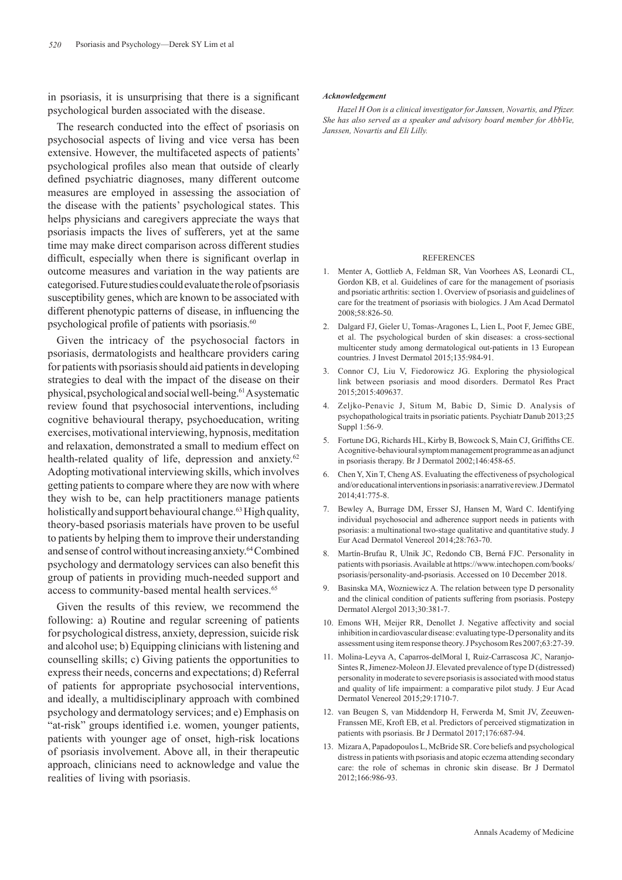in psoriasis, it is unsurprising that there is a significant psychological burden associated with the disease.

The research conducted into the effect of psoriasis on psychosocial aspects of living and vice versa has been extensive. However, the multifaceted aspects of patients' psychological profiles also mean that outside of clearly defined psychiatric diagnoses, many different outcome measures are employed in assessing the association of the disease with the patients' psychological states. This helps physicians and caregivers appreciate the ways that psoriasis impacts the lives of sufferers, yet at the same time may make direct comparison across different studies difficult, especially when there is significant overlap in outcome measures and variation in the way patients are categorised. Future studies could evaluate the role of psoriasis susceptibility genes, which are known to be associated with different phenotypic patterns of disease, in influencing the psychological profile of patients with psoriasis.[60]

Given the intricacy of the psychosocial factors in psoriasis, dermatologists and healthcare providers caring for patients with psoriasis should aid patients in developing strategies to deal with the impact of the disease on their physical, psychological and social well-being.[61] A systematic review found that psychosocial interventions, including cognitive behavioural therapy, psychoeducation, writing exercises, motivational interviewing, hypnosis, meditation and relaxation, demonstrated a small to medium effect on health-related quality of life, depression and anxiety.[62] Adopting motivational interviewing skills, which involves getting patients to compare where they are now with where they wish to be, can help practitioners manage patients holistically and support behavioural change.[63] High quality, theory-based psoriasis materials have proven to be useful to patients by helping them to improve their understanding and sense of control without increasing anxiety.[64] Combined psychology and dermatology services can also benefit this group of patients in providing much-needed support and access to community-based mental health services.[65]

Given the results of this review, we recommend the following: a) Routine and regular screening of patients for psychological distress, anxiety, depression, suicide risk and alcohol use; b) Equipping clinicians with listening and counselling skills; c) Giving patients the opportunities to express their needs, concerns and expectations; d) Referral of patients for appropriate psychosocial interventions, and ideally, a multidisciplinary approach with combined psychology and dermatology services; and e) Emphasis on "at-risk" groups identified i.e. women, younger patients, patients with younger age of onset, high-risk locations of psoriasis involvement. Above all, in their therapeutic approach, clinicians need to acknowledge and value the realities of living with psoriasis.

***Acknowledgement***

*Hazel H Oon is a clinical investigator for Janssen, Novartis, and Pfizer. She has also served as a speaker and advisory board member for AbbVie, Janssen, Novartis and Eli Lilly.*

## REFERENCES

1. Menter A, Gottlieb A, Feldman SR, Van Voorhees AS, Leonardi CL, Gordon KB, et al. Guidelines of care for the management of psoriasis and psoriatic arthritis: section 1. Overview of psoriasis and guidelines of care for the treatment of psoriasis with biologics. J Am Acad Dermatol 2008;58:826-50.
2. Dalgard FJ, Gieler U, Tomas-Aragones L, Lien L, Poot F, Jemec GBE, et al. The psychological burden of skin diseases: a cross-sectional multicenter study among dermatological out-patients in 13 European countries. J Invest Dermatol 2015;135:984-91.
3. Connor CJ, Liu V, Fiedorowicz JG. Exploring the physiological link between psoriasis and mood disorders. Dermatol Res Pract 2015;2015:409637.
4. Zeljko-Penavic J, Situm M, Babic D, Simic D. Analysis of psychopathological traits in psoriatic patients. Psychiatr Danub 2013;25 Suppl 1:56-9.
5. Fortune DG, Richards HL, Kirby B, Bowcock S, Main CJ, Griffiths CE. A cognitive-behavioural symptom management programme as an adjunct in psoriasis therapy. Br J Dermatol 2002;146:458-65.
6. Chen Y, Xin T, Cheng AS. Evaluating the effectiveness of psychological and/or educational interventions in psoriasis: a narrative review. J Dermatol 2014;41:775-8.
7. Bewley A, Burrage DM, Ersser SJ, Hansen M, Ward C. Identifying individual psychosocial and adherence support needs in patients with psoriasis: a multinational two-stage qualitative and quantitative study. J Eur Acad Dermatol Venereol 2014;28:763-70.
8. Martín-Brufau R, Ulnik JC, Redondo CB, Berná FJC. Personality in patients with psoriasis. Available at https://www.intechopen.com/books/psoriasis/personality-and-psoriasis. Accessed on 10 December 2018.
9. Basinska MA, Wozniewicz A. The relation between type D personality and the clinical condition of patients suffering from psoriasis. Postepy Dermatol Alergol 2013;30:381-7.
10. Emons WH, Meijer RR, Denollet J. Negative affectivity and social inhibition in cardiovascular disease: evaluating type-D personality and its assessment using item response theory. J Psychosom Res 2007;63:27-39.
11. Molina-Leyva A, Caparros-delMoral I, Ruiz-Carrascosa JC, Naranjo-Sintes R, Jimenez-Moleon JJ. Elevated prevalence of type D (distressed) personality in moderate to severe psoriasis is associated with mood status and quality of life impairment: a comparative pilot study. J Eur Acad Dermatol Venereol 2015;29:1710-7.
12. van Beugen S, van Middendorp H, Ferwerda M, Smit JV, Zeeuwen-Franssen ME, Kroft EB, et al. Predictors of perceived stigmatization in patients with psoriasis. Br J Dermatol 2017;176:687-94.
13. Mizara A, Papadopoulos L, McBride SR. Core beliefs and psychological distress in patients with psoriasis and atopic eczema attending secondary care: the role of schemas in chronic skin disease. Br J Dermatol 2012;166:986-93.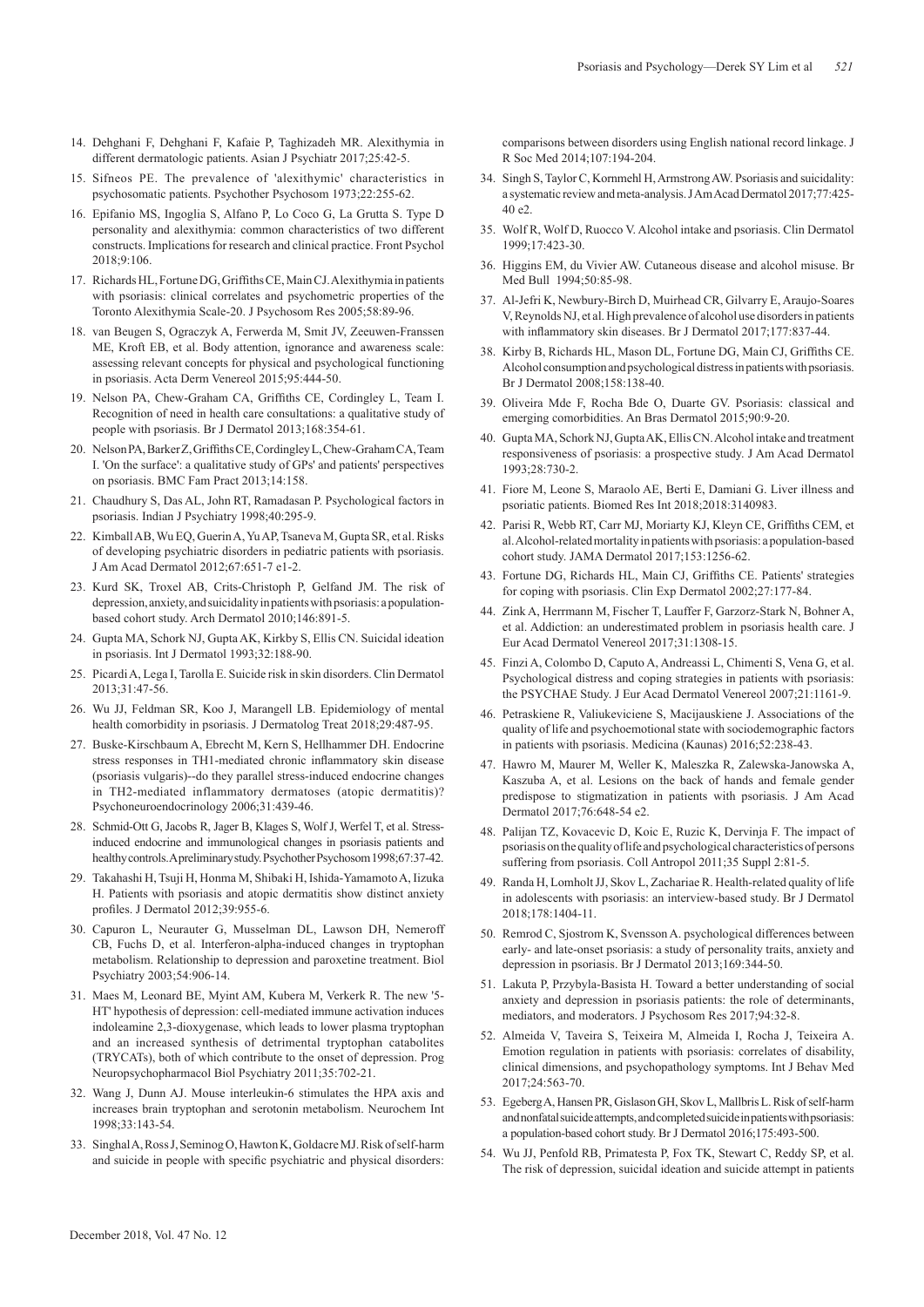14. Dehghani F, Dehghani F, Kafaie P, Taghizadeh MR. Alexithymia in different dermatologic patients. Asian J Psychiatr 2017;25:42-5.
15. Sifneos PE. The prevalence of 'alexithymic' characteristics in psychosomatic patients. Psychother Psychosom 1973;22:255-62.
16. Epifanio MS, Ingoglia S, Alfano P, Lo Coco G, La Grutta S. Type D personality and alexithymia: common characteristics of two different constructs. Implications for research and clinical practice. Front Psychol 2018;9:106.
17. Richards HL, Fortune DG, Griffiths CE, Main CJ. Alexithymia in patients with psoriasis: clinical correlates and psychometric properties of the Toronto Alexithymia Scale-20. J Psychosom Res 2005;58:89-96.
18. van Beugen S, Ograczyk A, Ferwerda M, Smit JV, Zeeuwen-Franssen ME, Kroft EB, et al. Body attention, ignorance and awareness scale: assessing relevant concepts for physical and psychological functioning in psoriasis. Acta Derm Venereol 2015;95:444-50.
19. Nelson PA, Chew-Graham CA, Griffiths CE, Cordingley L, Team I. Recognition of need in health care consultations: a qualitative study of people with psoriasis. Br J Dermatol 2013;168:354-61.
20. Nelson PA, Barker Z, Griffiths CE, Cordingley L, Chew-Graham CA, Team I. 'On the surface': a qualitative study of GPs' and patients' perspectives on psoriasis. BMC Fam Pract 2013;14:158.
21. Chaudhury S, Das AL, John RT, Ramadasan P. Psychological factors in psoriasis. Indian J Psychiatry 1998;40:295-9.
22. Kimball AB, Wu EQ, Guerin A, Yu AP, Tsaneva M, Gupta SR, et al. Risks of developing psychiatric disorders in pediatric patients with psoriasis. J Am Acad Dermatol 2012;67:651-7 e1-2.
23. Kurd SK, Troxel AB, Crits-Christoph P, Gelfand JM. The risk of depression, anxiety, and suicidality in patients with psoriasis: a population-based cohort study. Arch Dermatol 2010;146:891-5.
24. Gupta MA, Schork NJ, Gupta AK, Kirkby S, Ellis CN. Suicidal ideation in psoriasis. Int J Dermatol 1993;32:188-90.
25. Picardi A, Lega I, Tarolla E. Suicide risk in skin disorders. Clin Dermatol 2013;31:47-56.
26. Wu JJ, Feldman SR, Koo J, Marangell LB. Epidemiology of mental health comorbidity in psoriasis. J Dermatolog Treat 2018;29:487-95.
27. Buske-Kirschbaum A, Ebrecht M, Kern S, Hellhammer DH. Endocrine stress responses in TH1-mediated chronic inflammatory skin disease (psoriasis vulgaris)--do they parallel stress-induced endocrine changes in TH2-mediated inflammatory dermatoses (atopic dermatitis)? Psychoneuroendocrinology 2006;31:439-46.
28. Schmid-Ott G, Jacobs R, Jager B, Klages S, Wolf J, Werfel T, et al. Stress-induced endocrine and immunological changes in psoriasis patients and healthy controls. A preliminary study. Psychother Psychosom 1998;67:37-42.
29. Takahashi H, Tsuji H, Honma M, Shibaki H, Ishida-Yamamoto A, Iizuka H. Patients with psoriasis and atopic dermatitis show distinct anxiety profiles. J Dermatol 2012;39:955-6.
30. Capuron L, Neurauter G, Musselman DL, Lawson DH, Nemeroff CB, Fuchs D, et al. Interferon-alpha-induced changes in tryptophan metabolism. Relationship to depression and paroxetine treatment. Biol Psychiatry 2003;54:906-14.
31. Maes M, Leonard BE, Myint AM, Kubera M, Verkerk R. The new '5-HT' hypothesis of depression: cell-mediated immune activation induces indoleamine 2,3-dioxygenase, which leads to lower plasma tryptophan and an increased synthesis of detrimental tryptophan catabolites (TRYCATs), both of which contribute to the onset of depression. Prog Neuropsychopharmacol Biol Psychiatry 2011;35:702-21.
32. Wang J, Dunn AJ. Mouse interleukin-6 stimulates the HPA axis and increases brain tryptophan and serotonin metabolism. Neurochem Int 1998;33:143-54.
33. Singhal A, Ross J, Seminog O, Hawton K, Goldacre MJ. Risk of self-harm and suicide in people with specific psychiatric and physical disorders: comparisons between disorders using English national record linkage. J R Soc Med 2014;107:194-204.
34. Singh S, Taylor C, Kornmehl H, Armstrong AW. Psoriasis and suicidality: a systematic review and meta-analysis. J Am Acad Dermatol 2017;77:425-40 e2.
35. Wolf R, Wolf D, Ruocco V. Alcohol intake and psoriasis. Clin Dermatol 1999;17:423-30.
36. Higgins EM, du Vivier AW. Cutaneous disease and alcohol misuse. Br Med Bull 1994;50:85-98.
37. Al-Jefri K, Newbury-Birch D, Muirhead CR, Gilvarry E, Araujo-Soares V, Reynolds NJ, et al. High prevalence of alcohol use disorders in patients with inflammatory skin diseases. Br J Dermatol 2017;177:837-44.
38. Kirby B, Richards HL, Mason DL, Fortune DG, Main CJ, Griffiths CE. Alcohol consumption and psychological distress in patients with psoriasis. Br J Dermatol 2008;158:138-40.
39. Oliveira Mde F, Rocha Bde O, Duarte GV. Psoriasis: classical and emerging comorbidities. An Bras Dermatol 2015;90:9-20.
40. Gupta MA, Schork NJ, Gupta AK, Ellis CN. Alcohol intake and treatment responsiveness of psoriasis: a prospective study. J Am Acad Dermatol 1993;28:730-2.
41. Fiore M, Leone S, Maraolo AE, Berti E, Damiani G. Liver illness and psoriatic patients. Biomed Res Int 2018;2018:3140983.
42. Parisi R, Webb RT, Carr MJ, Moriarty KJ, Kleyn CE, Griffiths CEM, et al. Alcohol-related mortality in patients with psoriasis: a population-based cohort study. JAMA Dermatol 2017;153:1256-62.
43. Fortune DG, Richards HL, Main CJ, Griffiths CE. Patients' strategies for coping with psoriasis. Clin Exp Dermatol 2002;27:177-84.
44. Zink A, Herrmann M, Fischer T, Lauffer F, Garzorz-Stark N, Bohner A, et al. Addiction: an underestimated problem in psoriasis health care. J Eur Acad Dermatol Venereol 2017;31:1308-15.
45. Finzi A, Colombo D, Caputo A, Andreassi L, Chimenti S, Vena G, et al. Psychological distress and coping strategies in patients with psoriasis: the PSYCHAE Study. J Eur Acad Dermatol Venereol 2007;21:1161-9.
46. Petraskiene R, Valiukeviciene S, Macijauskiene J. Associations of the quality of life and psychoemotional state with sociodemographic factors in patients with psoriasis. Medicina (Kaunas) 2016;52:238-43.
47. Hawro M, Maurer M, Weller K, Maleszka R, Zalewska-Janowska A, Kaszuba A, et al. Lesions on the back of hands and female gender predispose to stigmatization in patients with psoriasis. J Am Acad Dermatol 2017;76:648-54 e2.
48. Palijan TZ, Kovacevic D, Koic E, Ruzic K, Dervinja F. The impact of psoriasis on the quality of life and psychological characteristics of persons suffering from psoriasis. Coll Antropol 2011;35 Suppl 2:81-5.
49. Randa H, Lomholt JJ, Skov L, Zachariae R. Health-related quality of life in adolescents with psoriasis: an interview-based study. Br J Dermatol 2018;178:1404-11.
50. Remrod C, Sjostrom K, Svensson A. psychological differences between early- and late-onset psoriasis: a study of personality traits, anxiety and depression in psoriasis. Br J Dermatol 2013;169:344-50.
51. Lakuta P, Przybyla-Basista H. Toward a better understanding of social anxiety and depression in psoriasis patients: the role of determinants, mediators, and moderators. J Psychosom Res 2017;94:32-8.
52. Almeida V, Taveira S, Teixeira M, Almeida I, Rocha J, Teixeira A. Emotion regulation in patients with psoriasis: correlates of disability, clinical dimensions, and psychopathology symptoms. Int J Behav Med 2017;24:563-70.
53. Egeberg A, Hansen PR, Gislason GH, Skov L, Mallbris L. Risk of self-harm and nonfatal suicide attempts, and completed suicide in patients with psoriasis: a population-based cohort study. Br J Dermatol 2016;175:493-500.
54. Wu JJ, Penfold RB, Primatesta P, Fox TK, Stewart C, Reddy SP, et al. The risk of depression, suicidal ideation and suicide attempt in patients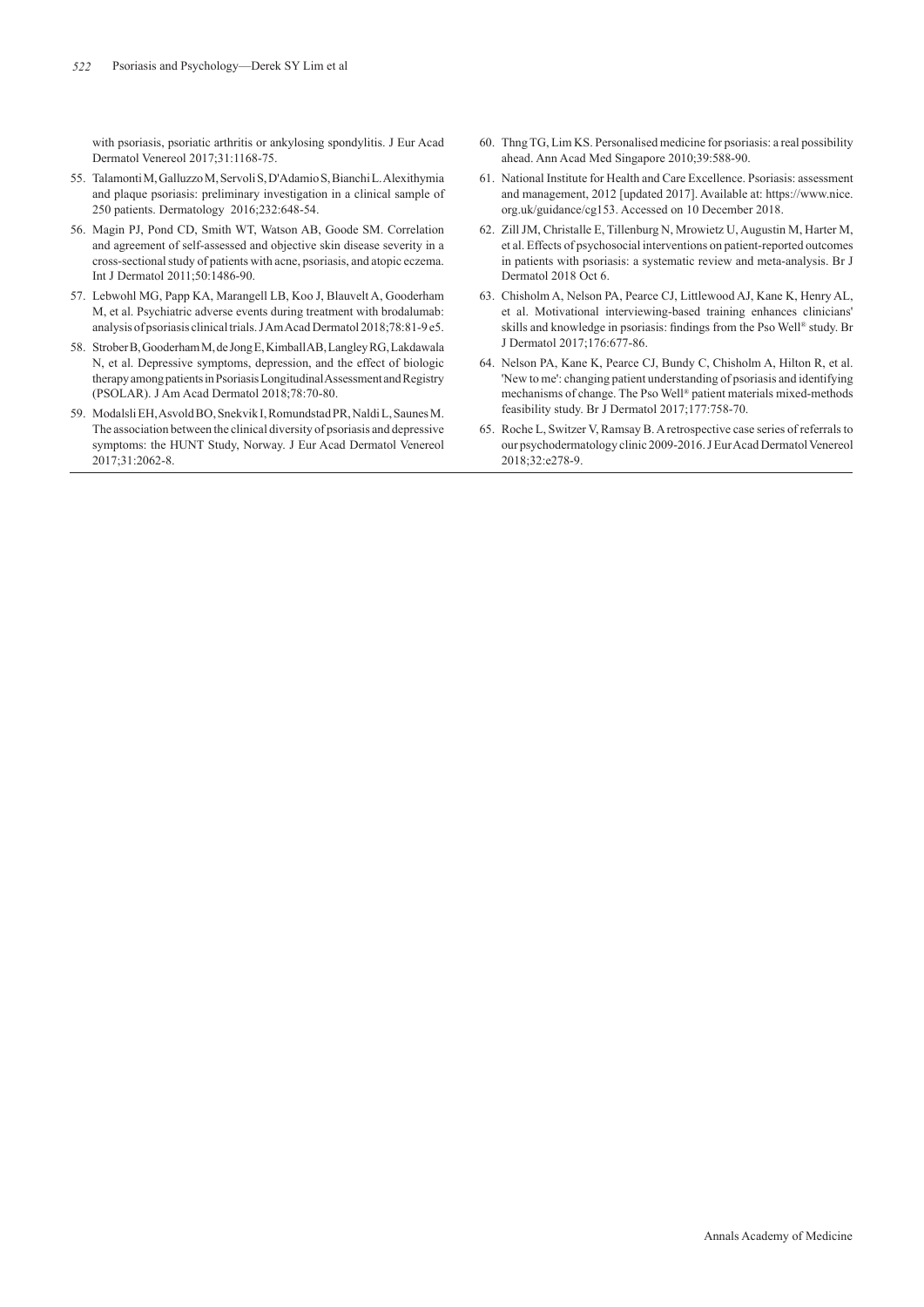with psoriasis, psoriatic arthritis or ankylosing spondylitis. J Eur Acad Dermatol Venereol 2017;31:1168-75.

55. Talamonti M, Galluzzo M, Servoli S, D'Adamio S, Bianchi L. Alexithymia and plaque psoriasis: preliminary investigation in a clinical sample of 250 patients. Dermatology 2016;232:648-54.
56. Magin PJ, Pond CD, Smith WT, Watson AB, Goode SM. Correlation and agreement of self-assessed and objective skin disease severity in a cross-sectional study of patients with acne, psoriasis, and atopic eczema. Int J Dermatol 2011;50:1486-90.
57. Lebwohl MG, Papp KA, Marangell LB, Koo J, Blauvelt A, Gooderham M, et al. Psychiatric adverse events during treatment with brodalumab: analysis of psoriasis clinical trials. J Am Acad Dermatol 2018;78:81-9 e5.
58. Strober B, Gooderham M, de Jong E, Kimball AB, Langley RG, Lakdawala N, et al. Depressive symptoms, depression, and the effect of biologic therapy among patients in Psoriasis Longitudinal Assessment and Registry (PSOLAR). J Am Acad Dermatol 2018;78:70-80.
59. Modalsli EH, Asvold BO, Snekvik I, Romundstad PR, Naldi L, Saunes M. The association between the clinical diversity of psoriasis and depressive symptoms: the HUNT Study, Norway. J Eur Acad Dermatol Venereol 2017;31:2062-8.
60. Thng TG, Lim KS. Personalised medicine for psoriasis: a real possibility ahead. Ann Acad Med Singapore 2010;39:588-90.
61. National Institute for Health and Care Excellence. Psoriasis: assessment and management, 2012 [updated 2017]. Available at: https://www.nice.org.uk/guidance/cg153. Accessed on 10 December 2018.
62. Zill JM, Christalle E, Tillenburg N, Mrowietz U, Augustin M, Harter M, et al. Effects of psychosocial interventions on patient-reported outcomes in patients with psoriasis: a systematic review and meta-analysis. Br J Dermatol 2018 Oct 6.
63. Chisholm A, Nelson PA, Pearce CJ, Littlewood AJ, Kane K, Henry AL, et al. Motivational interviewing-based training enhances clinicians' skills and knowledge in psoriasis: findings from the Pso Well® study. Br J Dermatol 2017;176:677-86.
64. Nelson PA, Kane K, Pearce CJ, Bundy C, Chisholm A, Hilton R, et al. 'New to me': changing patient understanding of psoriasis and identifying mechanisms of change. The Pso Well® patient materials mixed-methods feasibility study. Br J Dermatol 2017;177:758-70.
65. Roche L, Switzer V, Ramsay B. A retrospective case series of referrals to our psychodermatology clinic 2009-2016. J Eur Acad Dermatol Venereol 2018;32:e278-9.